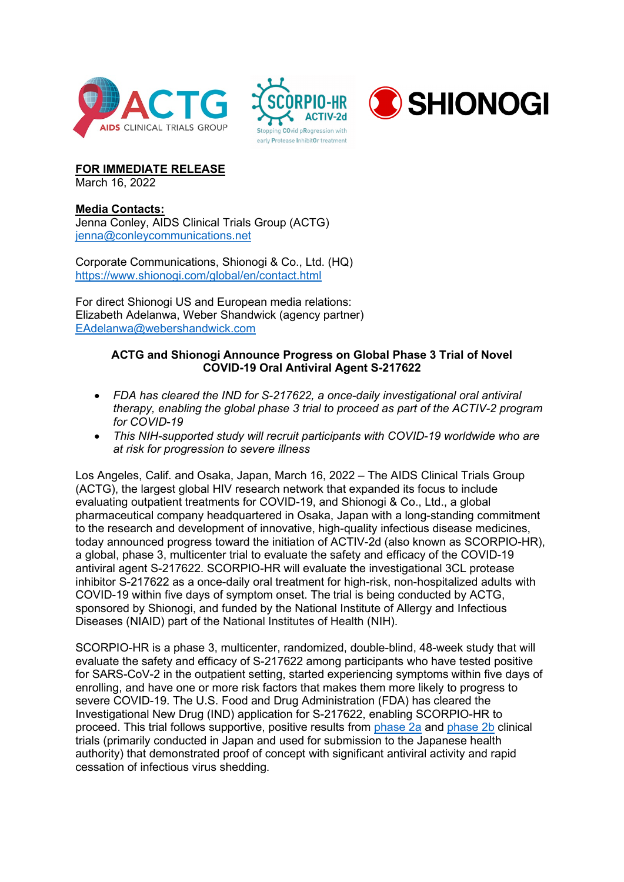**FOR IMMEDIATE RELEASE**
March 16, 2022

**Media Contacts:**
Jenna Conley, AIDS Clinical Trials Group (ACTG)
jenna@conleycommunications.net

Corporate Communications, Shionogi & Co., Ltd. (HQ)
https://www.shionogi.com/global/en/contact.html

For direct Shionogi US and European media relations:
Elizabeth Adelanwa, Weber Shandwick (agency partner)
EAdelanwa@webershandwick.com

## ACTG and Shionogi Announce Progress on Global Phase 3 Trial of Novel COVID-19 Oral Antiviral Agent S-217622

- *FDA has cleared the IND for S-217622, a once-daily investigational oral antiviral therapy, enabling the global phase 3 trial to proceed as part of the ACTIV-2 program for COVID-19*
- *This NIH-supported study will recruit participants with COVID-19 worldwide who are at risk for progression to severe illness*

Los Angeles, Calif. and Osaka, Japan, March 16, 2022 – The AIDS Clinical Trials Group (ACTG), the largest global HIV research network that expanded its focus to include evaluating outpatient treatments for COVID-19, and Shionogi & Co., Ltd., a global pharmaceutical company headquartered in Osaka, Japan with a long-standing commitment to the research and development of innovative, high-quality infectious disease medicines, today announced progress toward the initiation of ACTIV-2d (also known as SCORPIO-HR), a global, phase 3, multicenter trial to evaluate the safety and efficacy of the COVID-19 antiviral agent S-217622. SCORPIO-HR will evaluate the investigational 3CL protease inhibitor S-217622 as a once-daily oral treatment for high-risk, non-hospitalized adults with COVID-19 within five days of symptom onset. The trial is being conducted by ACTG, sponsored by Shionogi, and funded by the National Institute of Allergy and Infectious Diseases (NIAID) part of the National Institutes of Health (NIH).

SCORPIO-HR is a phase 3, multicenter, randomized, double-blind, 48-week study that will evaluate the safety and efficacy of S-217622 among participants who have tested positive for SARS-CoV-2 in the outpatient setting, started experiencing symptoms within five days of enrolling, and have one or more risk factors that makes them more likely to progress to severe COVID-19. The U.S. Food and Drug Administration (FDA) has cleared the Investigational New Drug (IND) application for S-217622, enabling SCORPIO-HR to proceed. This trial follows supportive, positive results from phase 2a and phase 2b clinical trials (primarily conducted in Japan and used for submission to the Japanese health authority) that demonstrated proof of concept with significant antiviral activity and rapid cessation of infectious virus shedding.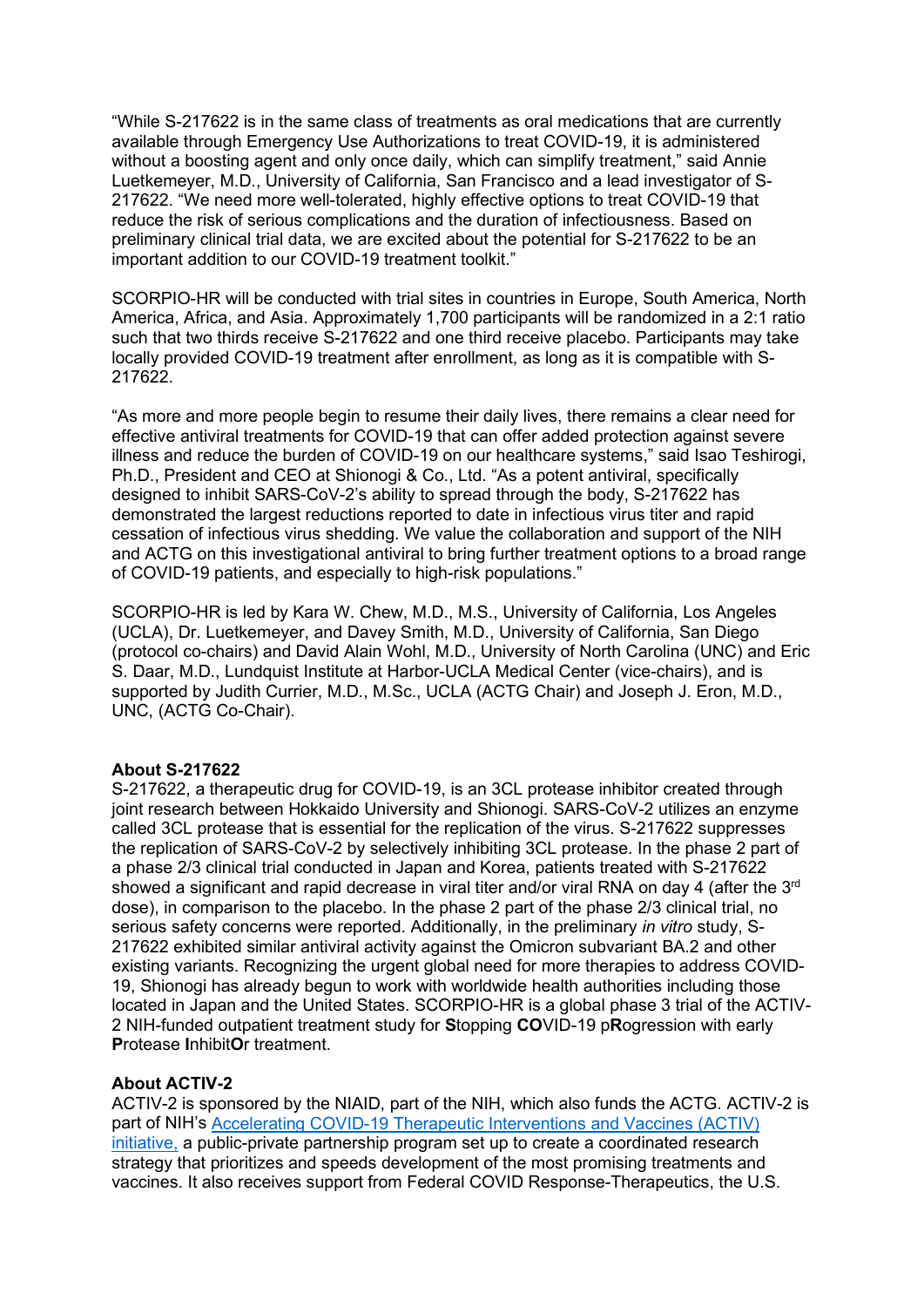"While S-217622 is in the same class of treatments as oral medications that are currently available through Emergency Use Authorizations to treat COVID-19, it is administered without a boosting agent and only once daily, which can simplify treatment," said Annie Luetkemeyer, M.D., University of California, San Francisco and a lead investigator of S-217622. "We need more well-tolerated, highly effective options to treat COVID-19 that reduce the risk of serious complications and the duration of infectiousness. Based on preliminary clinical trial data, we are excited about the potential for S-217622 to be an important addition to our COVID-19 treatment toolkit."

SCORPIO-HR will be conducted with trial sites in countries in Europe, South America, North America, Africa, and Asia. Approximately 1,700 participants will be randomized in a 2:1 ratio such that two thirds receive S-217622 and one third receive placebo. Participants may take locally provided COVID-19 treatment after enrollment, as long as it is compatible with S-217622.

"As more and more people begin to resume their daily lives, there remains a clear need for effective antiviral treatments for COVID-19 that can offer added protection against severe illness and reduce the burden of COVID-19 on our healthcare systems," said Isao Teshirogi, Ph.D., President and CEO at Shionogi & Co., Ltd. "As a potent antiviral, specifically designed to inhibit SARS-CoV-2's ability to spread through the body, S-217622 has demonstrated the largest reductions reported to date in infectious virus titer and rapid cessation of infectious virus shedding. We value the collaboration and support of the NIH and ACTG on this investigational antiviral to bring further treatment options to a broad range of COVID-19 patients, and especially to high-risk populations."

SCORPIO-HR is led by Kara W. Chew, M.D., M.S., University of California, Los Angeles (UCLA), Dr. Luetkemeyer, and Davey Smith, M.D., University of California, San Diego (protocol co-chairs) and David Alain Wohl, M.D., University of North Carolina (UNC) and Eric S. Daar, M.D., Lundquist Institute at Harbor-UCLA Medical Center (vice-chairs), and is supported by Judith Currier, M.D., M.Sc., UCLA (ACTG Chair) and Joseph J. Eron, M.D., UNC, (ACTG Co-Chair).

**About S-217622**

S-217622, a therapeutic drug for COVID-19, is an 3CL protease inhibitor created through joint research between Hokkaido University and Shionogi. SARS-CoV-2 utilizes an enzyme called 3CL protease that is essential for the replication of the virus. S-217622 suppresses the replication of SARS-CoV-2 by selectively inhibiting 3CL protease. In the phase 2 part of a phase 2/3 clinical trial conducted in Japan and Korea, patients treated with S-217622 showed a significant and rapid decrease in viral titer and/or viral RNA on day 4 (after the 3rd dose), in comparison to the placebo. In the phase 2 part of the phase 2/3 clinical trial, no serious safety concerns were reported. Additionally, in the preliminary *in vitro* study, S-217622 exhibited similar antiviral activity against the Omicron subvariant BA.2 and other existing variants. Recognizing the urgent global need for more therapies to address COVID-19, Shionogi has already begun to work with worldwide health authorities including those located in Japan and the United States. SCORPIO-HR is a global phase 3 trial of the ACTIV-2 NIH-funded outpatient treatment study for **S**topping **CO**VID-19 p**R**ogression with early **P**rotease **I**nhibit**O**r treatment.

**About ACTIV-2**

ACTIV-2 is sponsored by the NIAID, part of the NIH, which also funds the ACTG. ACTIV-2 is part of NIH's [Accelerating COVID-19 Therapeutic Interventions and Vaccines (ACTIV) initiative,]() a public-private partnership program set up to create a coordinated research strategy that prioritizes and speeds development of the most promising treatments and vaccines. It also receives support from Federal COVID Response-Therapeutics, the U.S.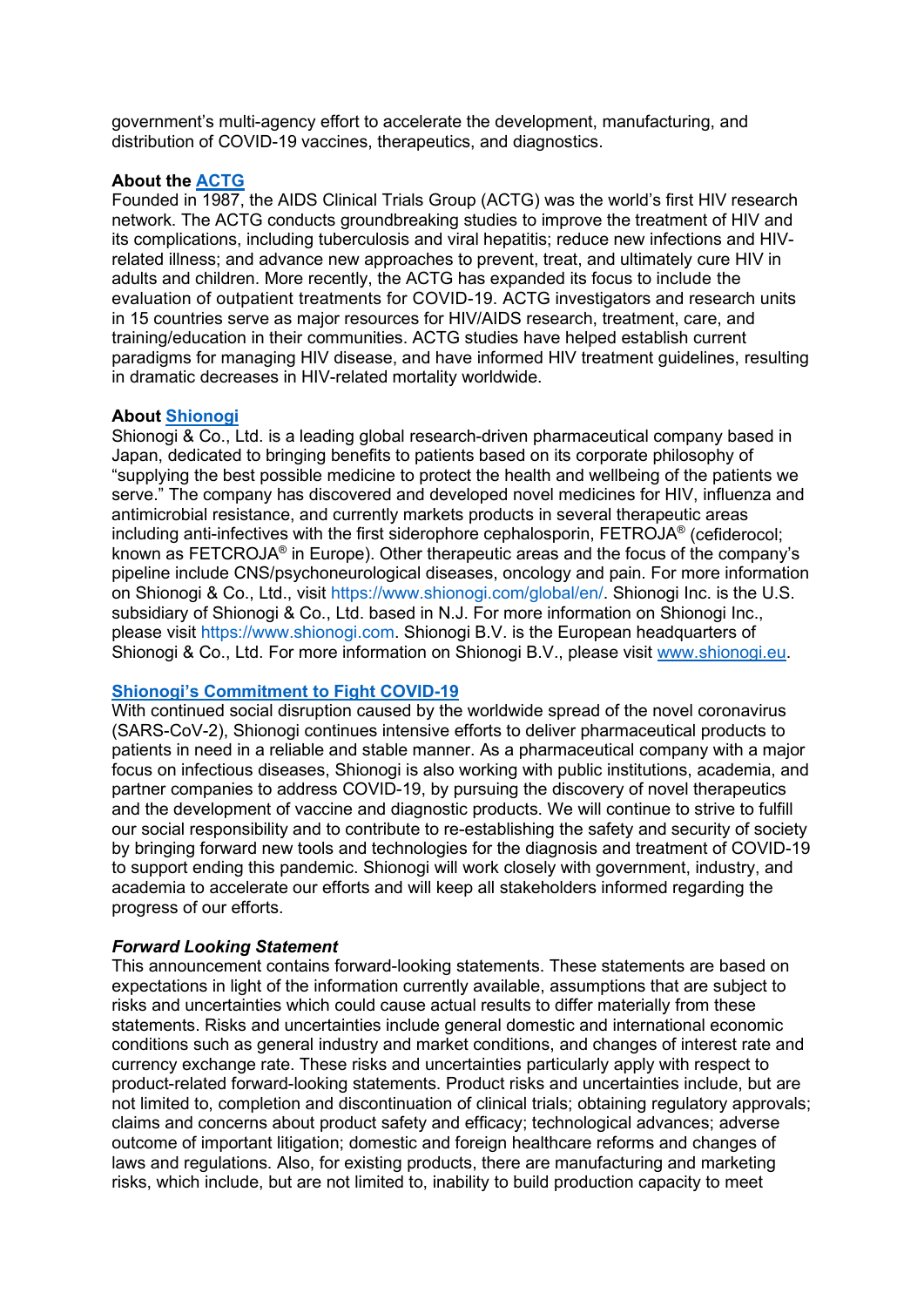government's multi-agency effort to accelerate the development, manufacturing, and distribution of COVID-19 vaccines, therapeutics, and diagnostics.

**About the [ACTG](#)**

Founded in 1987, the AIDS Clinical Trials Group (ACTG) was the world's first HIV research network. The ACTG conducts groundbreaking studies to improve the treatment of HIV and its complications, including tuberculosis and viral hepatitis; reduce new infections and HIV-related illness; and advance new approaches to prevent, treat, and ultimately cure HIV in adults and children. More recently, the ACTG has expanded its focus to include the evaluation of outpatient treatments for COVID-19. ACTG investigators and research units in 15 countries serve as major resources for HIV/AIDS research, treatment, care, and training/education in their communities. ACTG studies have helped establish current paradigms for managing HIV disease, and have informed HIV treatment guidelines, resulting in dramatic decreases in HIV-related mortality worldwide.

**About [Shionogi](#)**

Shionogi & Co., Ltd. is a leading global research-driven pharmaceutical company based in Japan, dedicated to bringing benefits to patients based on its corporate philosophy of "supplying the best possible medicine to protect the health and wellbeing of the patients we serve." The company has discovered and developed novel medicines for HIV, influenza and antimicrobial resistance, and currently markets products in several therapeutic areas including anti-infectives with the first siderophore cephalosporin, FETROJA® (cefiderocol; known as FETCROJA® in Europe). Other therapeutic areas and the focus of the company's pipeline include CNS/psychoneurological diseases, oncology and pain. For more information on Shionogi & Co., Ltd., visit https://www.shionogi.com/global/en/. Shionogi Inc. is the U.S. subsidiary of Shionogi & Co., Ltd. based in N.J. For more information on Shionogi Inc., please visit https://www.shionogi.com. Shionogi B.V. is the European headquarters of Shionogi & Co., Ltd. For more information on Shionogi B.V., please visit www.shionogi.eu.

**[Shionogi's Commitment to Fight COVID-19](#)**

With continued social disruption caused by the worldwide spread of the novel coronavirus (SARS-CoV-2), Shionogi continues intensive efforts to deliver pharmaceutical products to patients in need in a reliable and stable manner. As a pharmaceutical company with a major focus on infectious diseases, Shionogi is also working with public institutions, academia, and partner companies to address COVID-19, by pursuing the discovery of novel therapeutics and the development of vaccine and diagnostic products. We will continue to strive to fulfill our social responsibility and to contribute to re-establishing the safety and security of society by bringing forward new tools and technologies for the diagnosis and treatment of COVID-19 to support ending this pandemic. Shionogi will work closely with government, industry, and academia to accelerate our efforts and will keep all stakeholders informed regarding the progress of our efforts.

***Forward Looking Statement***

This announcement contains forward-looking statements. These statements are based on expectations in light of the information currently available, assumptions that are subject to risks and uncertainties which could cause actual results to differ materially from these statements. Risks and uncertainties include general domestic and international economic conditions such as general industry and market conditions, and changes of interest rate and currency exchange rate. These risks and uncertainties particularly apply with respect to product-related forward-looking statements. Product risks and uncertainties include, but are not limited to, completion and discontinuation of clinical trials; obtaining regulatory approvals; claims and concerns about product safety and efficacy; technological advances; adverse outcome of important litigation; domestic and foreign healthcare reforms and changes of laws and regulations. Also, for existing products, there are manufacturing and marketing risks, which include, but are not limited to, inability to build production capacity to meet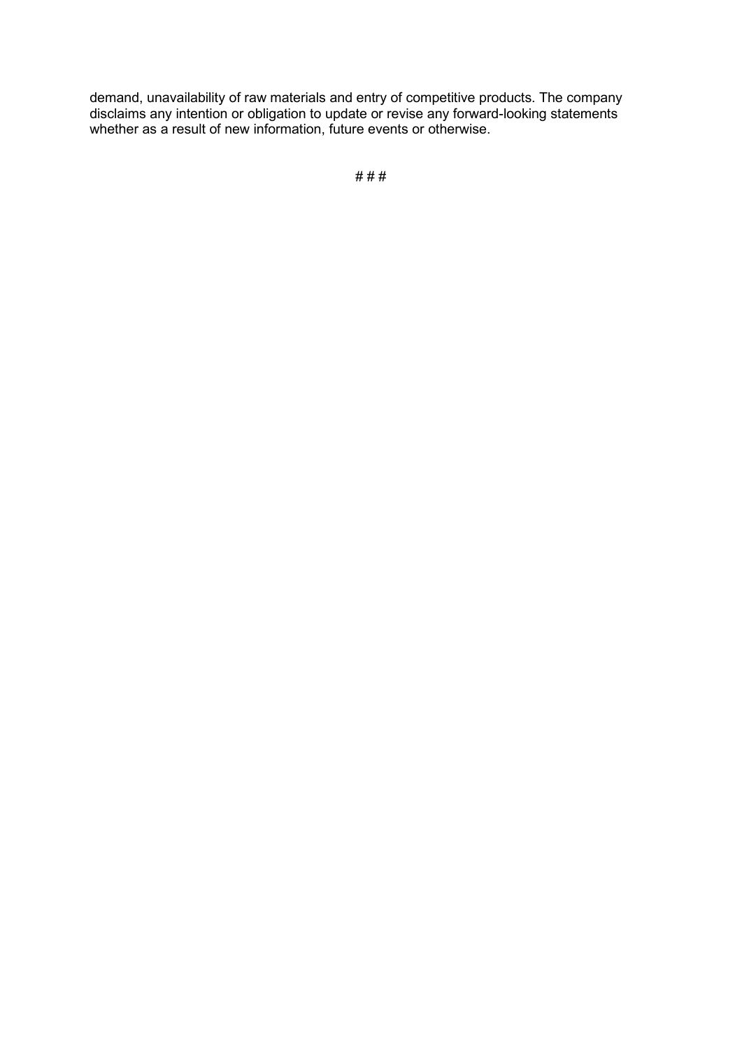demand, unavailability of raw materials and entry of competitive products. The company disclaims any intention or obligation to update or revise any forward-looking statements whether as a result of new information, future events or otherwise.

# # #